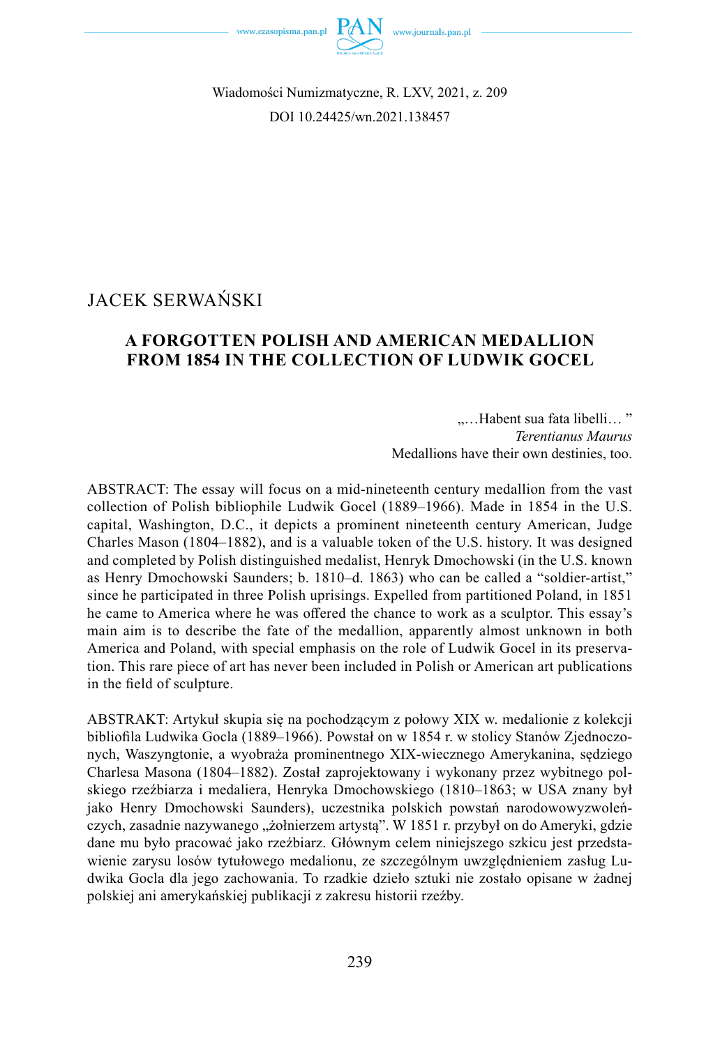JACEK SERWAŃSKI

# A FORGOTTEN POLISH AND AMERICAN MEDALLION FROM 1854 IN THE COLLECTION OF LUDWIK GOCEL

„…Habent sua fata libelli… ”  
*Terentianus Maurus*  
Medallions have their own destinies, too.

ABSTRACT: The essay will focus on a mid-nineteenth century medallion from the vast collection of Polish bibliophile Ludwik Gocel (1889–1966). Made in 1854 in the U.S. capital, Washington, D.C., it depicts a prominent nineteenth century American, Judge Charles Mason (1804–1882), and is a valuable token of the U.S. history. It was designed and completed by Polish distinguished medalist, Henryk Dmochowski (in the U.S. known as Henry Dmochowski Saunders; b. 1810–d. 1863) who can be called a "soldier-artist," since he participated in three Polish uprisings. Expelled from partitioned Poland, in 1851 he came to America where he was offered the chance to work as a sculptor. This essay's main aim is to describe the fate of the medallion, apparently almost unknown in both America and Poland, with special emphasis on the role of Ludwik Gocel in its preservation. This rare piece of art has never been included in Polish or American art publications in the field of sculpture.

ABSTRAKT: Artykuł skupia się na pochodzącym z połowy XIX w. medalionie z kolekcji bibliofila Ludwika Gocla (1889–1966). Powstał on w 1854 r. w stolicy Stanów Zjednoczonych, Waszyngtonie, a wyobraża prominentnego XIX-wiecznego Amerykanina, sędziego Charlesa Masona (1804–1882). Został zaprojektowany i wykonany przez wybitnego polskiego rzeźbiarza i medaliera, Henryka Dmochowskiego (1810–1863; w USA znany był jako Henry Dmochowski Saunders), uczestnika polskich powstań narodowowyzwoleńczych, zasadnie nazywanego „żołnierzem artystą". W 1851 r. przybył on do Ameryki, gdzie dane mu było pracować jako rzeźbiarz. Głównym celem niniejszego szkicu jest przedstawienie zarysu losów tytułowego medalionu, ze szczególnym uwzględnieniem zasług Ludwika Gocla dla jego zachowania. To rzadkie dzieło sztuki nie zostało opisane w żadnej polskiej ani amerykańskiej publikacji z zakresu historii rzeźby.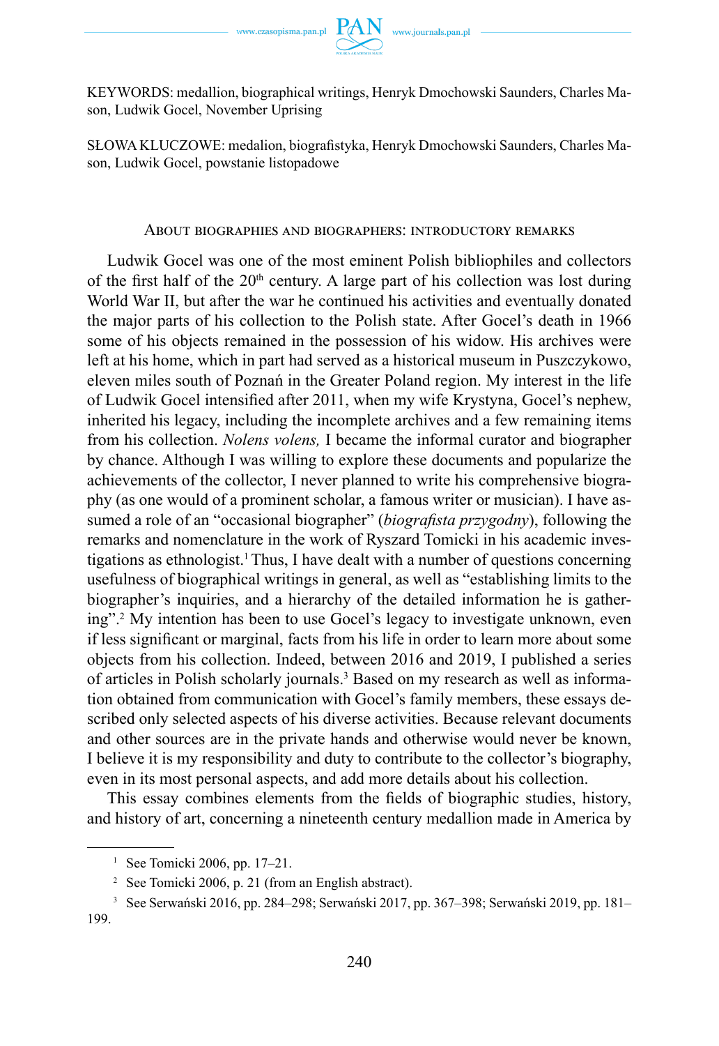KEYWORDS: medallion, biographical writings, Henryk Dmochowski Saunders, Charles Mason, Ludwik Gocel, November Uprising

SŁOWA KLUCZOWE: medalion, biografistyka, Henryk Dmochowski Saunders, Charles Mason, Ludwik Gocel, powstanie listopadowe

## About biographies and biographers: introductory remarks

Ludwik Gocel was one of the most eminent Polish bibliophiles and collectors of the first half of the 20th century. A large part of his collection was lost during World War II, but after the war he continued his activities and eventually donated the major parts of his collection to the Polish state. After Gocel's death in 1966 some of his objects remained in the possession of his widow. His archives were left at his home, which in part had served as a historical museum in Puszczykowo, eleven miles south of Poznań in the Greater Poland region. My interest in the life of Ludwik Gocel intensified after 2011, when my wife Krystyna, Gocel's nephew, inherited his legacy, including the incomplete archives and a few remaining items from his collection. *Nolens volens,* I became the informal curator and biographer by chance. Although I was willing to explore these documents and popularize the achievements of the collector, I never planned to write his comprehensive biography (as one would of a prominent scholar, a famous writer or musician). I have assumed a role of an "occasional biographer" (*biografista przygodny*), following the remarks and nomenclature in the work of Ryszard Tomicki in his academic investigations as ethnologist.[1] Thus, I have dealt with a number of questions concerning usefulness of biographical writings in general, as well as "establishing limits to the biographer's inquiries, and a hierarchy of the detailed information he is gathering".[2] My intention has been to use Gocel's legacy to investigate unknown, even if less significant or marginal, facts from his life in order to learn more about some objects from his collection. Indeed, between 2016 and 2019, I published a series of articles in Polish scholarly journals.[3] Based on my research as well as information obtained from communication with Gocel's family members, these essays described only selected aspects of his diverse activities. Because relevant documents and other sources are in the private hands and otherwise would never be known, I believe it is my responsibility and duty to contribute to the collector's biography, even in its most personal aspects, and add more details about his collection.

This essay combines elements from the fields of biographic studies, history, and history of art, concerning a nineteenth century medallion made in America by

---

[1] See Tomicki 2006, pp. 17–21.

[2] See Tomicki 2006, p. 21 (from an English abstract).

[3] See Serwański 2016, pp. 284–298; Serwański 2017, pp. 367–398; Serwański 2019, pp. 181–199.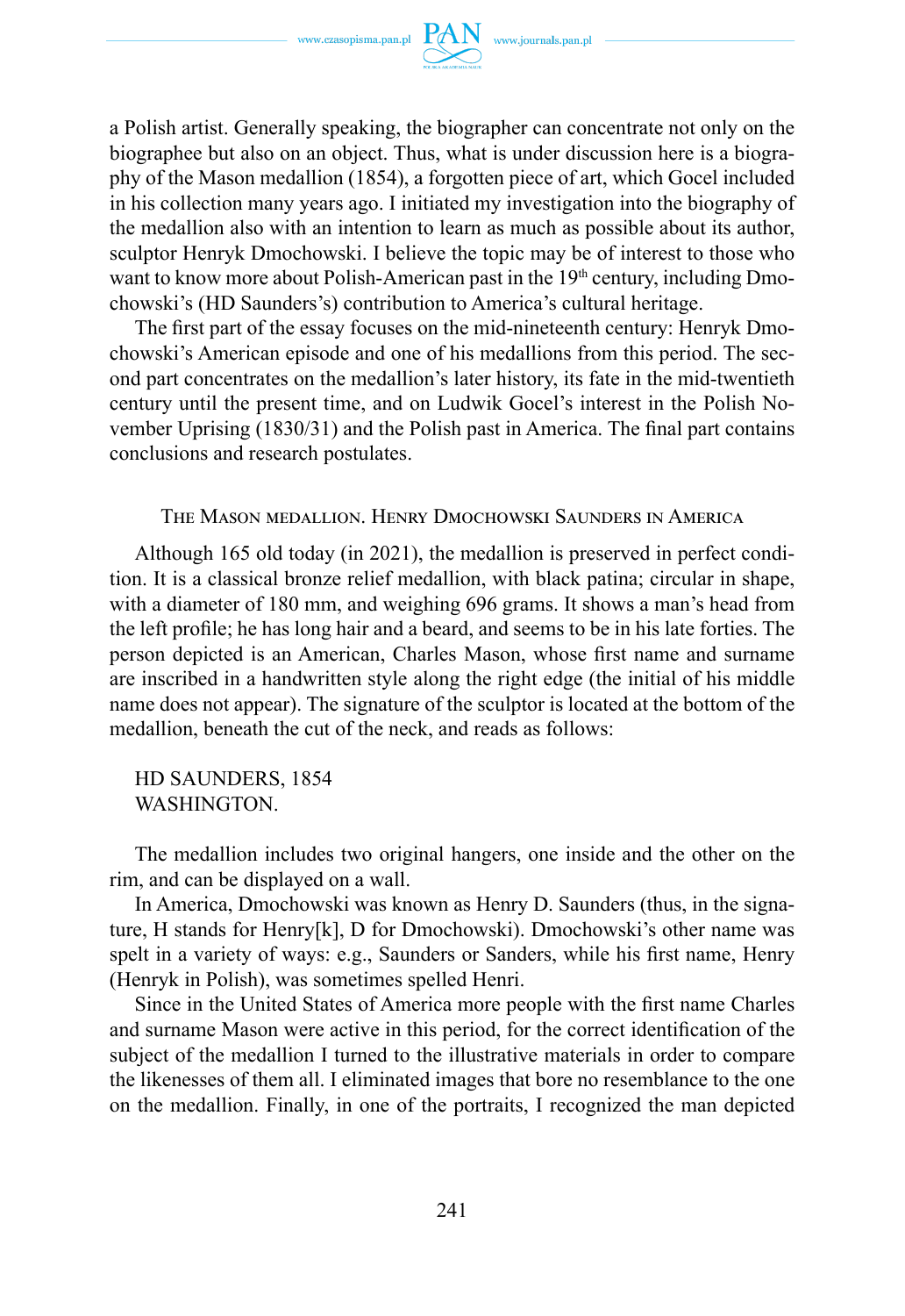a Polish artist. Generally speaking, the biographer can concentrate not only on the biographee but also on an object. Thus, what is under discussion here is a biography of the Mason medallion (1854), a forgotten piece of art, which Gocel included in his collection many years ago. I initiated my investigation into the biography of the medallion also with an intention to learn as much as possible about its author, sculptor Henryk Dmochowski. I believe the topic may be of interest to those who want to know more about Polish-American past in the 19th century, including Dmochowski's (HD Saunders's) contribution to America's cultural heritage.

The first part of the essay focuses on the mid-nineteenth century: Henryk Dmochowski's American episode and one of his medallions from this period. The second part concentrates on the medallion's later history, its fate in the mid-twentieth century until the present time, and on Ludwik Gocel's interest in the Polish November Uprising (1830/31) and the Polish past in America. The final part contains conclusions and research postulates.

## The Mason medallion. Henry Dmochowski Saunders in America

Although 165 old today (in 2021), the medallion is preserved in perfect condition. It is a classical bronze relief medallion, with black patina; circular in shape, with a diameter of 180 mm, and weighing 696 grams. It shows a man's head from the left profile; he has long hair and a beard, and seems to be in his late forties. The person depicted is an American, Charles Mason, whose first name and surname are inscribed in a handwritten style along the right edge (the initial of his middle name does not appear). The signature of the sculptor is located at the bottom of the medallion, beneath the cut of the neck, and reads as follows:

HD SAUNDERS, 1854
WASHINGTON.

The medallion includes two original hangers, one inside and the other on the rim, and can be displayed on a wall.

In America, Dmochowski was known as Henry D. Saunders (thus, in the signature, H stands for Henry[k], D for Dmochowski). Dmochowski's other name was spelt in a variety of ways: e.g., Saunders or Sanders, while his first name, Henry (Henryk in Polish), was sometimes spelled Henri.

Since in the United States of America more people with the first name Charles and surname Mason were active in this period, for the correct identification of the subject of the medallion I turned to the illustrative materials in order to compare the likenesses of them all. I eliminated images that bore no resemblance to the one on the medallion. Finally, in one of the portraits, I recognized the man depicted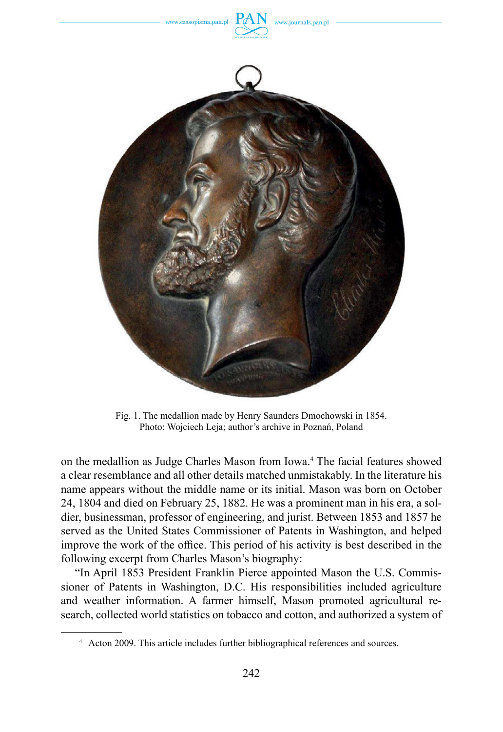Fig. 1. The medallion made by Henry Saunders Dmochowski in 1854.
Photo: Wojciech Leja; author's archive in Poznań, Poland

on the medallion as Judge Charles Mason from Iowa.[4] The facial features showed a clear resemblance and all other details matched unmistakably. In the literature his name appears without the middle name or its initial. Mason was born on October 24, 1804 and died on February 25, 1882. He was a prominent man in his era, a soldier, businessman, professor of engineering, and jurist. Between 1853 and 1857 he served as the United States Commissioner of Patents in Washington, and helped improve the work of the office. This period of his activity is best described in the following excerpt from Charles Mason's biography:

"In April 1853 President Franklin Pierce appointed Mason the U.S. Commissioner of Patents in Washington, D.C. His responsibilities included agriculture and weather information. A farmer himself, Mason promoted agricultural research, collected world statistics on tobacco and cotton, and authorized a system of

[4] Acton 2009. This article includes further bibliographical references and sources.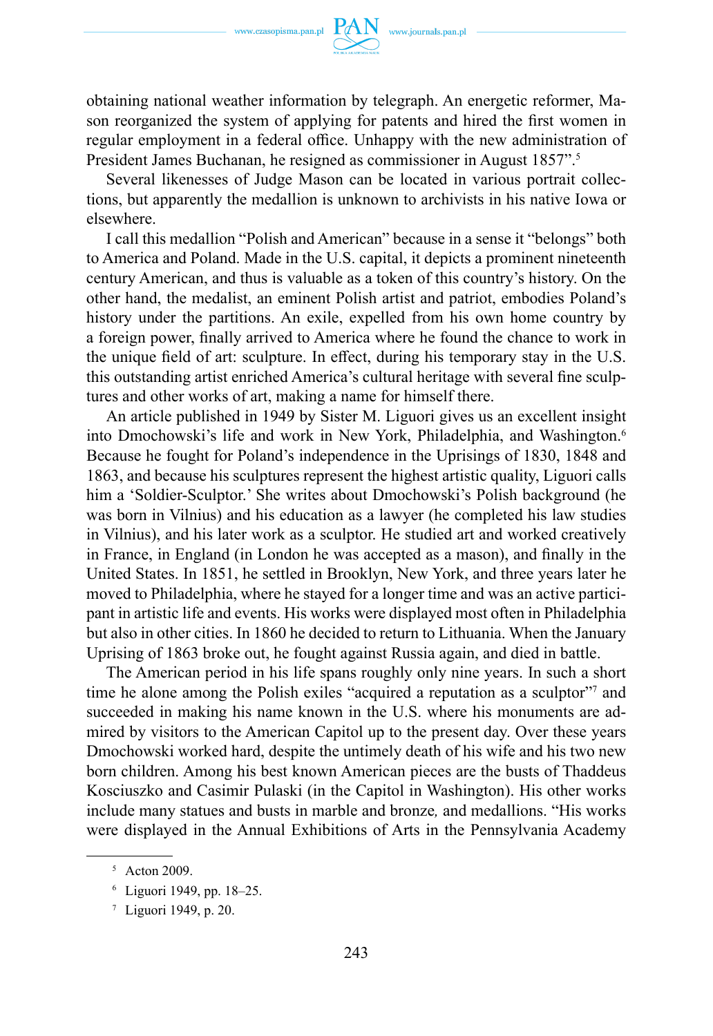obtaining national weather information by telegraph. An energetic reformer, Mason reorganized the system of applying for patents and hired the first women in regular employment in a federal office. Unhappy with the new administration of President James Buchanan, he resigned as commissioner in August 1857".[5]

Several likenesses of Judge Mason can be located in various portrait collections, but apparently the medallion is unknown to archivists in his native Iowa or elsewhere.

I call this medallion "Polish and American" because in a sense it "belongs" both to America and Poland. Made in the U.S. capital, it depicts a prominent nineteenth century American, and thus is valuable as a token of this country's history. On the other hand, the medalist, an eminent Polish artist and patriot, embodies Poland's history under the partitions. An exile, expelled from his own home country by a foreign power, finally arrived to America where he found the chance to work in the unique field of art: sculpture. In effect, during his temporary stay in the U.S. this outstanding artist enriched America's cultural heritage with several fine sculptures and other works of art, making a name for himself there.

An article published in 1949 by Sister M. Liguori gives us an excellent insight into Dmochowski's life and work in New York, Philadelphia, and Washington.[6] Because he fought for Poland's independence in the Uprisings of 1830, 1848 and 1863, and because his sculptures represent the highest artistic quality, Liguori calls him a 'Soldier-Sculptor.' She writes about Dmochowski's Polish background (he was born in Vilnius) and his education as a lawyer (he completed his law studies in Vilnius), and his later work as a sculptor. He studied art and worked creatively in France, in England (in London he was accepted as a mason), and finally in the United States. In 1851, he settled in Brooklyn, New York, and three years later he moved to Philadelphia, where he stayed for a longer time and was an active participant in artistic life and events. His works were displayed most often in Philadelphia but also in other cities. In 1860 he decided to return to Lithuania. When the January Uprising of 1863 broke out, he fought against Russia again, and died in battle.

The American period in his life spans roughly only nine years. In such a short time he alone among the Polish exiles "acquired a reputation as a sculptor"[7] and succeeded in making his name known in the U.S. where his monuments are admired by visitors to the American Capitol up to the present day. Over these years Dmochowski worked hard, despite the untimely death of his wife and his two new born children. Among his best known American pieces are the busts of Thaddeus Kosciuszko and Casimir Pulaski (in the Capitol in Washington). His other works include many statues and busts in marble and bronze, and medallions. "His works were displayed in the Annual Exhibitions of Arts in the Pennsylvania Academy

---

[5] Acton 2009.

[6] Liguori 1949, pp. 18–25.

[7] Liguori 1949, p. 20.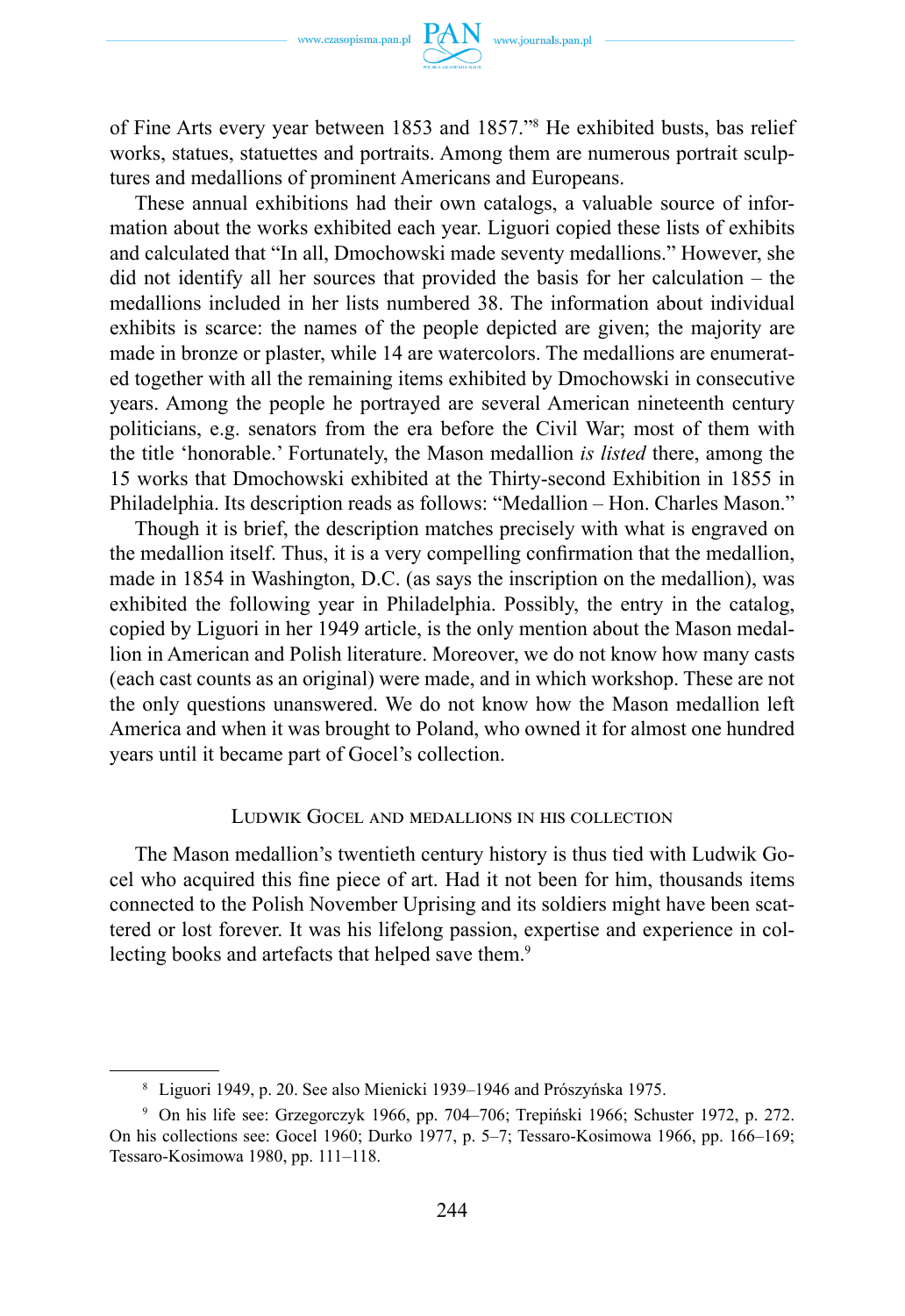of Fine Arts every year between 1853 and 1857."[8] He exhibited busts, bas relief works, statues, statuettes and portraits. Among them are numerous portrait sculptures and medallions of prominent Americans and Europeans.

These annual exhibitions had their own catalogs, a valuable source of information about the works exhibited each year. Liguori copied these lists of exhibits and calculated that "In all, Dmochowski made seventy medallions." However, she did not identify all her sources that provided the basis for her calculation – the medallions included in her lists numbered 38. The information about individual exhibits is scarce: the names of the people depicted are given; the majority are made in bronze or plaster, while 14 are watercolors. The medallions are enumerated together with all the remaining items exhibited by Dmochowski in consecutive years. Among the people he portrayed are several American nineteenth century politicians, e.g. senators from the era before the Civil War; most of them with the title 'honorable.' Fortunately, the Mason medallion *is listed* there, among the 15 works that Dmochowski exhibited at the Thirty-second Exhibition in 1855 in Philadelphia. Its description reads as follows: "Medallion – Hon. Charles Mason."

Though it is brief, the description matches precisely with what is engraved on the medallion itself. Thus, it is a very compelling confirmation that the medallion, made in 1854 in Washington, D.C. (as says the inscription on the medallion), was exhibited the following year in Philadelphia. Possibly, the entry in the catalog, copied by Liguori in her 1949 article, is the only mention about the Mason medallion in American and Polish literature. Moreover, we do not know how many casts (each cast counts as an original) were made, and in which workshop. These are not the only questions unanswered. We do not know how the Mason medallion left America and when it was brought to Poland, who owned it for almost one hundred years until it became part of Gocel's collection.

## Ludwik Gocel and medallions in his collection

The Mason medallion's twentieth century history is thus tied with Ludwik Gocel who acquired this fine piece of art. Had it not been for him, thousands items connected to the Polish November Uprising and its soldiers might have been scattered or lost forever. It was his lifelong passion, expertise and experience in collecting books and artefacts that helped save them.[9]

---

[8] Liguori 1949, p. 20. See also Mienicki 1939–1946 and Prószyńska 1975.

[9] On his life see: Grzegorczyk 1966, pp. 704–706; Trepiński 1966; Schuster 1972, p. 272. On his collections see: Gocel 1960; Durko 1977, p. 5–7; Tessaro-Kosimowa 1966, pp. 166–169; Tessaro-Kosimowa 1980, pp. 111–118.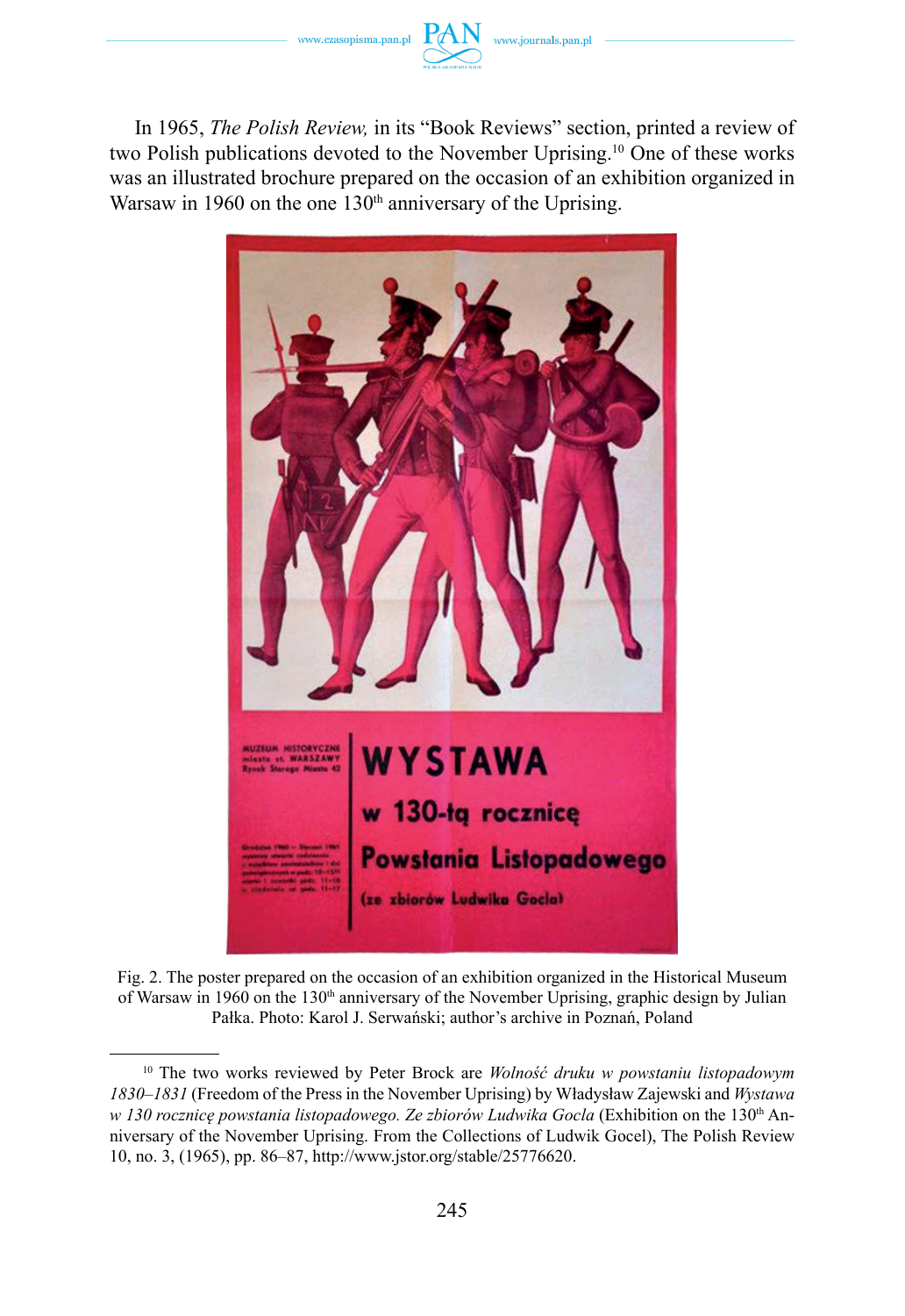In 1965, *The Polish Review,* in its "Book Reviews" section, printed a review of two Polish publications devoted to the November Uprising.[10] One of these works was an illustrated brochure prepared on the occasion of an exhibition organized in Warsaw in 1960 on the one 130th anniversary of the Uprising.

Fig. 2. The poster prepared on the occasion of an exhibition organized in the Historical Museum of Warsaw in 1960 on the 130th anniversary of the November Uprising, graphic design by Julian Pałka. Photo: Karol J. Serwański; author's archive in Poznań, Poland

[10] The two works reviewed by Peter Brock are *Wolność druku w powstaniu listopadowym 1830–1831* (Freedom of the Press in the November Uprising) by Władysław Zajewski and *Wystawa w 130 rocznicę powstania listopadowego. Ze zbiorów Ludwika Gocla* (Exhibition on the 130th Anniversary of the November Uprising. From the Collections of Ludwik Gocel), The Polish Review 10, no. 3, (1965), pp. 86–87, http://www.jstor.org/stable/25776620.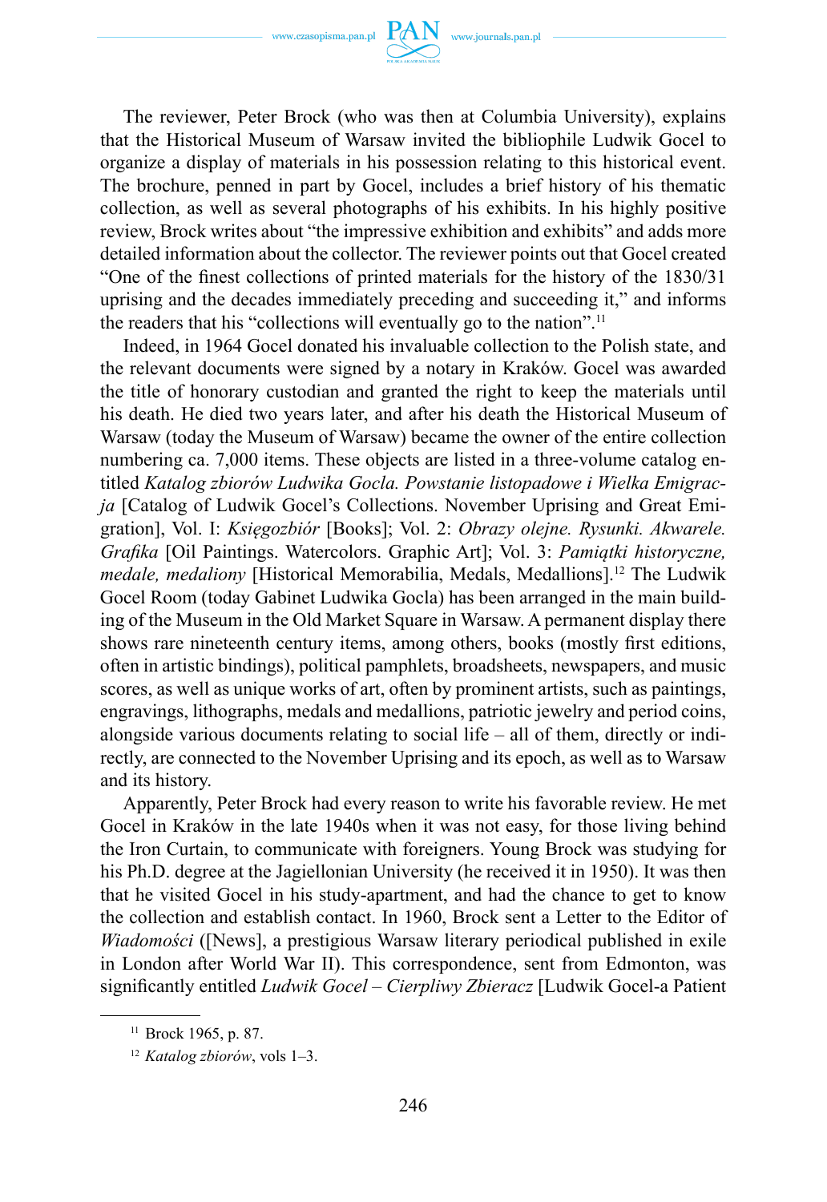The reviewer, Peter Brock (who was then at Columbia University), explains that the Historical Museum of Warsaw invited the bibliophile Ludwik Gocel to organize a display of materials in his possession relating to this historical event. The brochure, penned in part by Gocel, includes a brief history of his thematic collection, as well as several photographs of his exhibits. In his highly positive review, Brock writes about "the impressive exhibition and exhibits" and adds more detailed information about the collector. The reviewer points out that Gocel created "One of the finest collections of printed materials for the history of the 1830/31 uprising and the decades immediately preceding and succeeding it," and informs the readers that his "collections will eventually go to the nation".[11]

Indeed, in 1964 Gocel donated his invaluable collection to the Polish state, and the relevant documents were signed by a notary in Kraków. Gocel was awarded the title of honorary custodian and granted the right to keep the materials until his death. He died two years later, and after his death the Historical Museum of Warsaw (today the Museum of Warsaw) became the owner of the entire collection numbering ca. 7,000 items. These objects are listed in a three-volume catalog entitled *Katalog zbiorów Ludwika Gocla. Powstanie listopadowe i Wielka Emigracja* [Catalog of Ludwik Gocel's Collections. November Uprising and Great Emigration], Vol. I: *Księgozbiór* [Books]; Vol. 2: *Obrazy olejne. Rysunki. Akwarele. Grafika* [Oil Paintings. Watercolors. Graphic Art]; Vol. 3: *Pamiątki historyczne, medale, medaliony* [Historical Memorabilia, Medals, Medallions].[12] The Ludwik Gocel Room (today Gabinet Ludwika Gocla) has been arranged in the main building of the Museum in the Old Market Square in Warsaw. A permanent display there shows rare nineteenth century items, among others, books (mostly first editions, often in artistic bindings), political pamphlets, broadsheets, newspapers, and music scores, as well as unique works of art, often by prominent artists, such as paintings, engravings, lithographs, medals and medallions, patriotic jewelry and period coins, alongside various documents relating to social life – all of them, directly or indirectly, are connected to the November Uprising and its epoch, as well as to Warsaw and its history.

Apparently, Peter Brock had every reason to write his favorable review. He met Gocel in Kraków in the late 1940s when it was not easy, for those living behind the Iron Curtain, to communicate with foreigners. Young Brock was studying for his Ph.D. degree at the Jagiellonian University (he received it in 1950). It was then that he visited Gocel in his study-apartment, and had the chance to get to know the collection and establish contact. In 1960, Brock sent a Letter to the Editor of *Wiadomości* ([News], a prestigious Warsaw literary periodical published in exile in London after World War II). This correspondence, sent from Edmonton, was significantly entitled *Ludwik Gocel – Cierpliwy Zbieracz* [Ludwik Gocel-a Patient

---

[11] Brock 1965, p. 87.

[12] *Katalog zbiorów*, vols 1–3.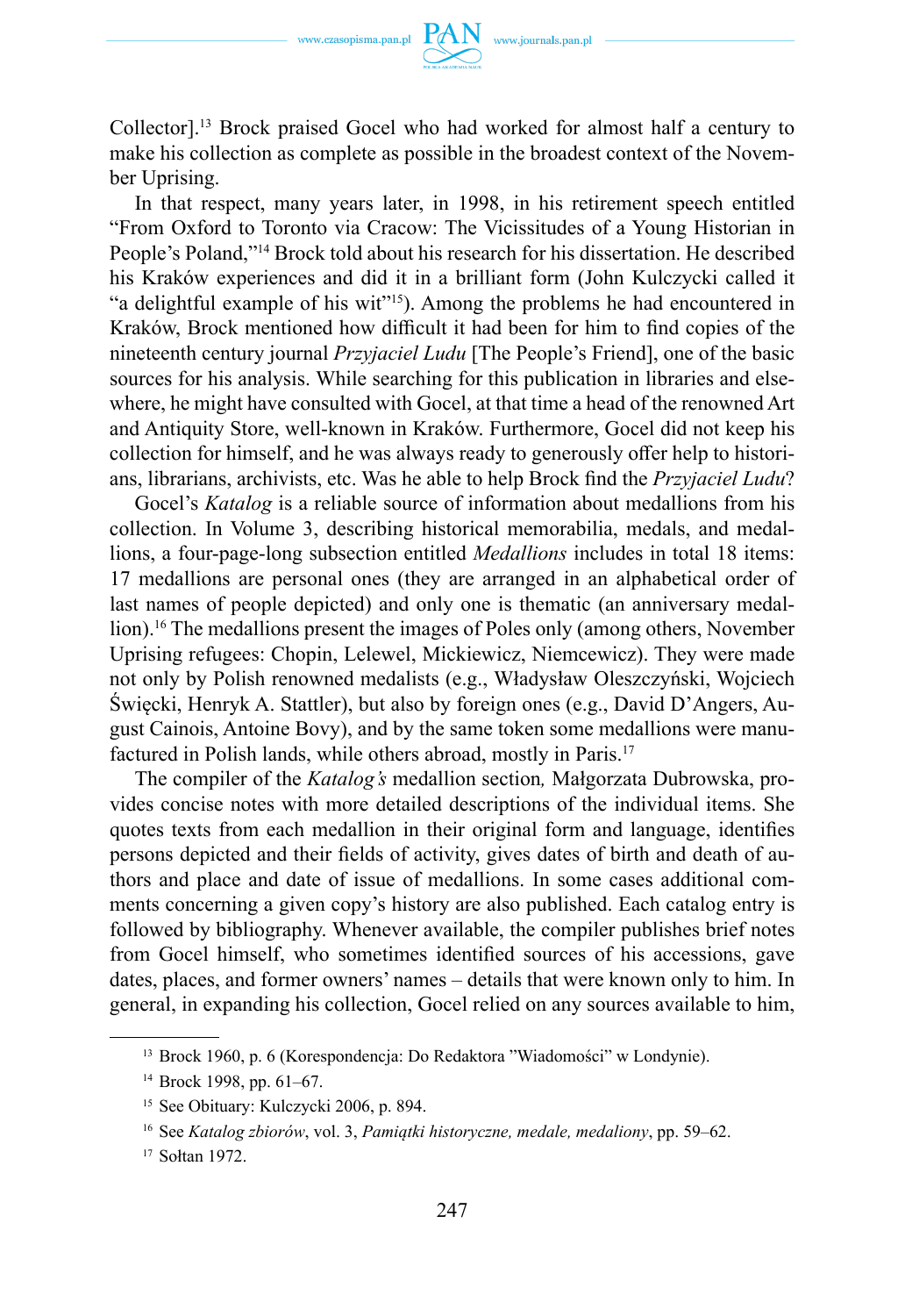Collector].[13] Brock praised Gocel who had worked for almost half a century to make his collection as complete as possible in the broadest context of the November Uprising.

In that respect, many years later, in 1998, in his retirement speech entitled "From Oxford to Toronto via Cracow: The Vicissitudes of a Young Historian in People's Poland,"[14] Brock told about his research for his dissertation. He described his Kraków experiences and did it in a brilliant form (John Kulczycki called it "a delightful example of his wit"[15]). Among the problems he had encountered in Kraków, Brock mentioned how difficult it had been for him to find copies of the nineteenth century journal *Przyjaciel Ludu* [The People's Friend], one of the basic sources for his analysis. While searching for this publication in libraries and elsewhere, he might have consulted with Gocel, at that time a head of the renowned Art and Antiquity Store, well-known in Kraków. Furthermore, Gocel did not keep his collection for himself, and he was always ready to generously offer help to historians, librarians, archivists, etc. Was he able to help Brock find the *Przyjaciel Ludu*?

Gocel's *Katalog* is a reliable source of information about medallions from his collection. In Volume 3, describing historical memorabilia, medals, and medallions, a four-page-long subsection entitled *Medallions* includes in total 18 items: 17 medallions are personal ones (they are arranged in an alphabetical order of last names of people depicted) and only one is thematic (an anniversary medallion).[16] The medallions present the images of Poles only (among others, November Uprising refugees: Chopin, Lelewel, Mickiewicz, Niemcewicz). They were made not only by Polish renowned medalists (e.g., Władysław Oleszczyński, Wojciech Święcki, Henryk A. Stattler), but also by foreign ones (e.g., David D'Angers, August Cainois, Antoine Bovy), and by the same token some medallions were manufactured in Polish lands, while others abroad, mostly in Paris.[17]

The compiler of the *Katalog's* medallion section, Małgorzata Dubrowska, provides concise notes with more detailed descriptions of the individual items. She quotes texts from each medallion in their original form and language, identifies persons depicted and their fields of activity, gives dates of birth and death of authors and place and date of issue of medallions. In some cases additional comments concerning a given copy's history are also published. Each catalog entry is followed by bibliography. Whenever available, the compiler publishes brief notes from Gocel himself, who sometimes identified sources of his accessions, gave dates, places, and former owners' names – details that were known only to him. In general, in expanding his collection, Gocel relied on any sources available to him,

[13] Brock 1960, p. 6 (Korespondencja: Do Redaktora "Wiadomości" w Londynie).

[14] Brock 1998, pp. 61–67.

[15] See Obituary: Kulczycki 2006, p. 894.

[16] See *Katalog zbiorów*, vol. 3, *Pamiątki historyczne, medale, medaliony*, pp. 59–62.

[17] Sołtan 1972.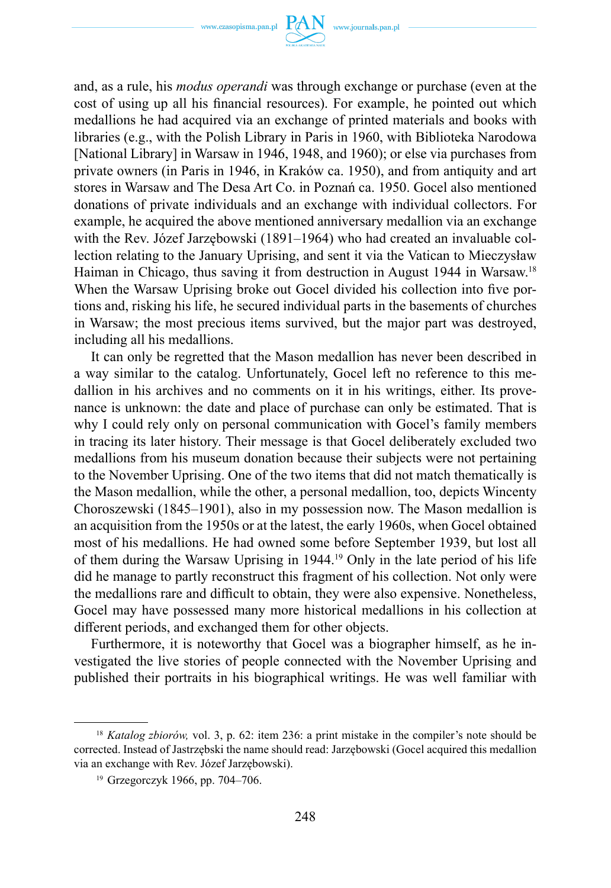and, as a rule, his *modus operandi* was through exchange or purchase (even at the cost of using up all his financial resources). For example, he pointed out which medallions he had acquired via an exchange of printed materials and books with libraries (e.g., with the Polish Library in Paris in 1960, with Biblioteka Narodowa [National Library] in Warsaw in 1946, 1948, and 1960); or else via purchases from private owners (in Paris in 1946, in Kraków ca. 1950), and from antiquity and art stores in Warsaw and The Desa Art Co. in Poznań ca. 1950. Gocel also mentioned donations of private individuals and an exchange with individual collectors. For example, he acquired the above mentioned anniversary medallion via an exchange with the Rev. Józef Jarzębowski (1891–1964) who had created an invaluable collection relating to the January Uprising, and sent it via the Vatican to Mieczysław Haiman in Chicago, thus saving it from destruction in August 1944 in Warsaw.[18] When the Warsaw Uprising broke out Gocel divided his collection into five portions and, risking his life, he secured individual parts in the basements of churches in Warsaw; the most precious items survived, but the major part was destroyed, including all his medallions.

It can only be regretted that the Mason medallion has never been described in a way similar to the catalog. Unfortunately, Gocel left no reference to this medallion in his archives and no comments on it in his writings, either. Its provenance is unknown: the date and place of purchase can only be estimated. That is why I could rely only on personal communication with Gocel's family members in tracing its later history. Their message is that Gocel deliberately excluded two medallions from his museum donation because their subjects were not pertaining to the November Uprising. One of the two items that did not match thematically is the Mason medallion, while the other, a personal medallion, too, depicts Wincenty Choroszewski (1845–1901), also in my possession now. The Mason medallion is an acquisition from the 1950s or at the latest, the early 1960s, when Gocel obtained most of his medallions. He had owned some before September 1939, but lost all of them during the Warsaw Uprising in 1944.[19] Only in the late period of his life did he manage to partly reconstruct this fragment of his collection. Not only were the medallions rare and difficult to obtain, they were also expensive. Nonetheless, Gocel may have possessed many more historical medallions in his collection at different periods, and exchanged them for other objects.

Furthermore, it is noteworthy that Gocel was a biographer himself, as he investigated the live stories of people connected with the November Uprising and published their portraits in his biographical writings. He was well familiar with

---

[18] *Katalog zbiorów,* vol. 3, p. 62: item 236: a print mistake in the compiler's note should be corrected. Instead of Jastrzębski the name should read: Jarzębowski (Gocel acquired this medallion via an exchange with Rev. Józef Jarzębowski).

[19] Grzegorczyk 1966, pp. 704–706.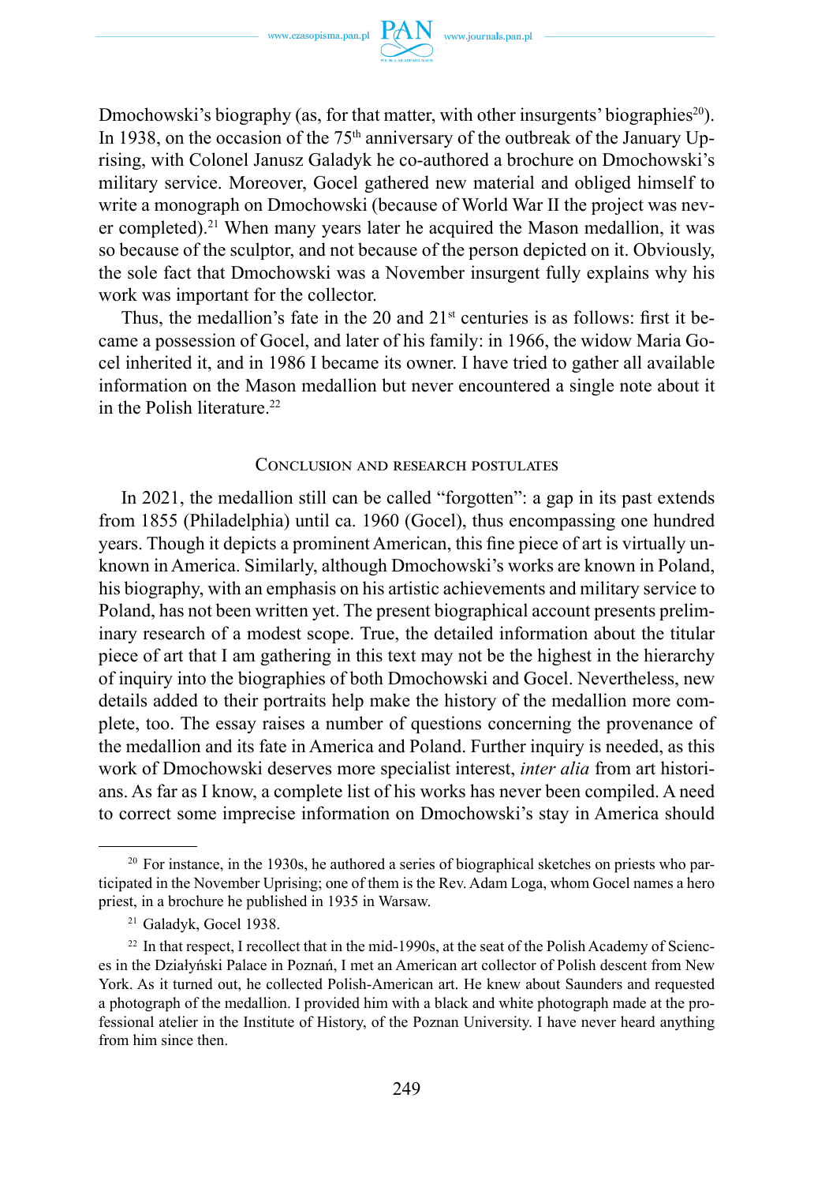Dmochowski's biography (as, for that matter, with other insurgents' biographies[20]). In 1938, on the occasion of the 75th anniversary of the outbreak of the January Uprising, with Colonel Janusz Galadyk he co-authored a brochure on Dmochowski's military service. Moreover, Gocel gathered new material and obliged himself to write a monograph on Dmochowski (because of World War II the project was never completed).[21] When many years later he acquired the Mason medallion, it was so because of the sculptor, and not because of the person depicted on it. Obviously, the sole fact that Dmochowski was a November insurgent fully explains why his work was important for the collector.

Thus, the medallion's fate in the 20 and 21st centuries is as follows: first it became a possession of Gocel, and later of his family: in 1966, the widow Maria Gocel inherited it, and in 1986 I became its owner. I have tried to gather all available information on the Mason medallion but never encountered a single note about it in the Polish literature.[22]

## Conclusion and research postulates

In 2021, the medallion still can be called "forgotten": a gap in its past extends from 1855 (Philadelphia) until ca. 1960 (Gocel), thus encompassing one hundred years. Though it depicts a prominent American, this fine piece of art is virtually unknown in America. Similarly, although Dmochowski's works are known in Poland, his biography, with an emphasis on his artistic achievements and military service to Poland, has not been written yet. The present biographical account presents preliminary research of a modest scope. True, the detailed information about the titular piece of art that I am gathering in this text may not be the highest in the hierarchy of inquiry into the biographies of both Dmochowski and Gocel. Nevertheless, new details added to their portraits help make the history of the medallion more complete, too. The essay raises a number of questions concerning the provenance of the medallion and its fate in America and Poland. Further inquiry is needed, as this work of Dmochowski deserves more specialist interest, *inter alia* from art historians. As far as I know, a complete list of his works has never been compiled. A need to correct some imprecise information on Dmochowski's stay in America should

---

[20] For instance, in the 1930s, he authored a series of biographical sketches on priests who participated in the November Uprising; one of them is the Rev. Adam Loga, whom Gocel names a hero priest, in a brochure he published in 1935 in Warsaw.

[21] Galadyk, Gocel 1938.

[22] In that respect, I recollect that in the mid-1990s, at the seat of the Polish Academy of Sciences in the Działyński Palace in Poznań, I met an American art collector of Polish descent from New York. As it turned out, he collected Polish-American art. He knew about Saunders and requested a photograph of the medallion. I provided him with a black and white photograph made at the professional atelier in the Institute of History, of the Poznan University. I have never heard anything from him since then.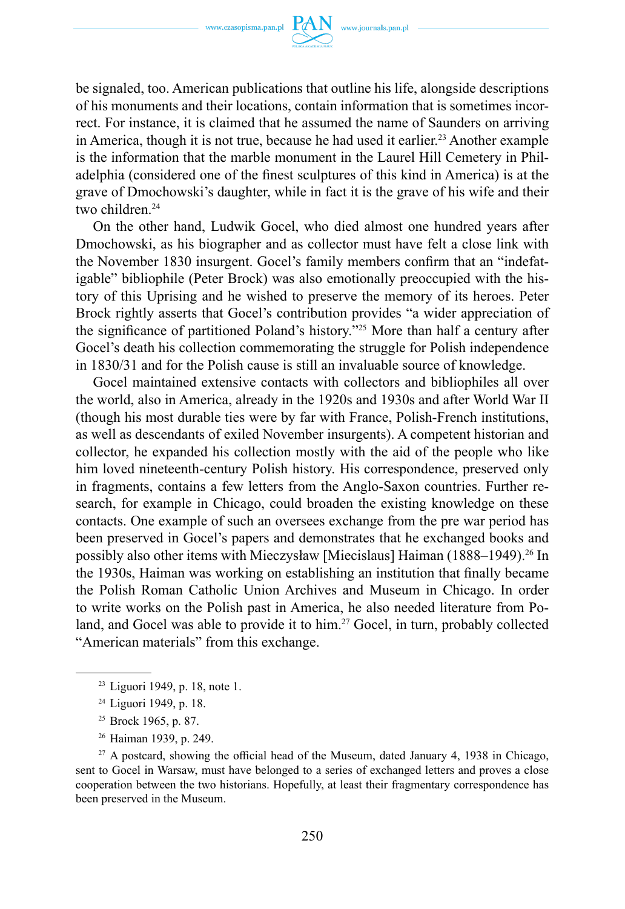be signaled, too. American publications that outline his life, alongside descriptions of his monuments and their locations, contain information that is sometimes incorrect. For instance, it is claimed that he assumed the name of Saunders on arriving in America, though it is not true, because he had used it earlier.[23] Another example is the information that the marble monument in the Laurel Hill Cemetery in Philadelphia (considered one of the finest sculptures of this kind in America) is at the grave of Dmochowski's daughter, while in fact it is the grave of his wife and their two children.[24]

On the other hand, Ludwik Gocel, who died almost one hundred years after Dmochowski, as his biographer and as collector must have felt a close link with the November 1830 insurgent. Gocel's family members confirm that an "indefatigable" bibliophile (Peter Brock) was also emotionally preoccupied with the history of this Uprising and he wished to preserve the memory of its heroes. Peter Brock rightly asserts that Gocel's contribution provides "a wider appreciation of the significance of partitioned Poland's history."[25] More than half a century after Gocel's death his collection commemorating the struggle for Polish independence in 1830/31 and for the Polish cause is still an invaluable source of knowledge.

Gocel maintained extensive contacts with collectors and bibliophiles all over the world, also in America, already in the 1920s and 1930s and after World War II (though his most durable ties were by far with France, Polish-French institutions, as well as descendants of exiled November insurgents). A competent historian and collector, he expanded his collection mostly with the aid of the people who like him loved nineteenth-century Polish history. His correspondence, preserved only in fragments, contains a few letters from the Anglo-Saxon countries. Further research, for example in Chicago, could broaden the existing knowledge on these contacts. One example of such an oversees exchange from the pre war period has been preserved in Gocel's papers and demonstrates that he exchanged books and possibly also other items with Mieczysław [Miecislaus] Haiman (1888–1949).[26] In the 1930s, Haiman was working on establishing an institution that finally became the Polish Roman Catholic Union Archives and Museum in Chicago. In order to write works on the Polish past in America, he also needed literature from Poland, and Gocel was able to provide it to him.[27] Gocel, in turn, probably collected "American materials" from this exchange.

---

[23] Liguori 1949, p. 18, note 1.

[24] Liguori 1949, p. 18.

[25] Brock 1965, p. 87.

[26] Haiman 1939, p. 249.

[27] A postcard, showing the official head of the Museum, dated January 4, 1938 in Chicago, sent to Gocel in Warsaw, must have belonged to a series of exchanged letters and proves a close cooperation between the two historians. Hopefully, at least their fragmentary correspondence has been preserved in the Museum.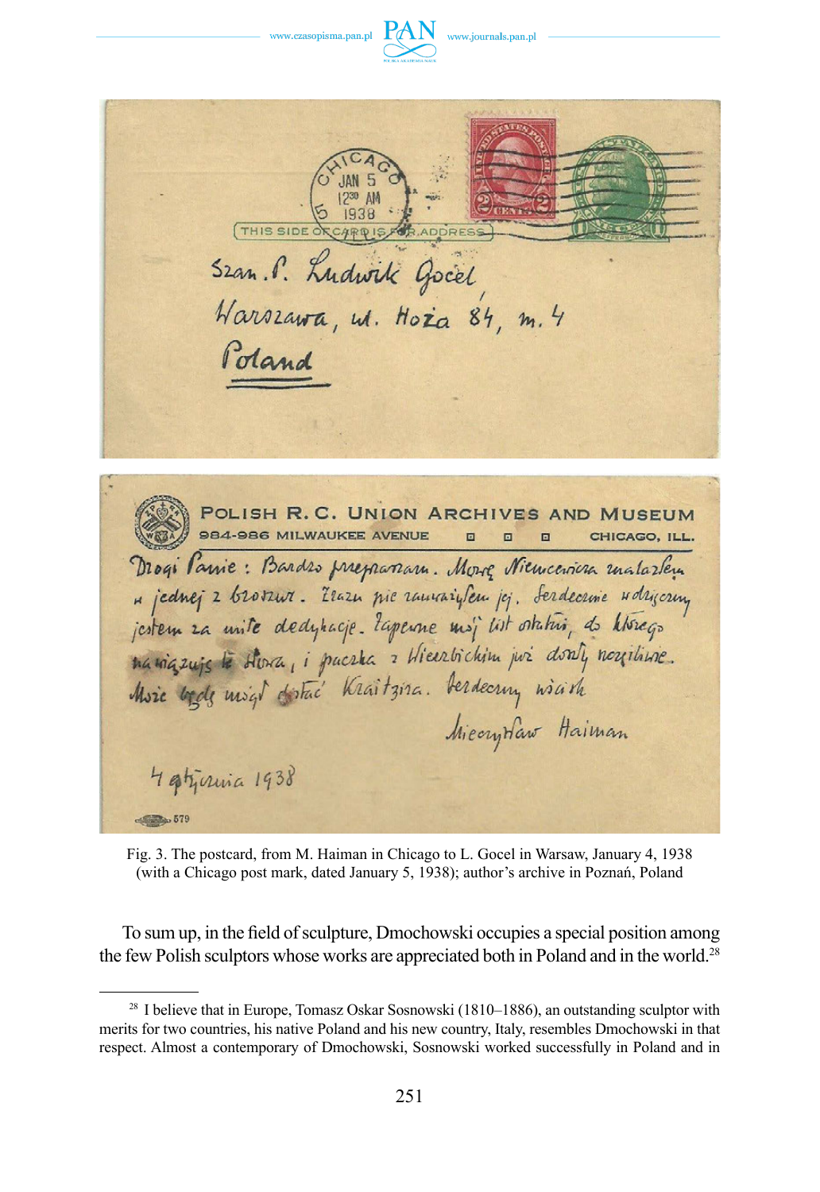Fig. 3. The postcard, from M. Haiman in Chicago to L. Gocel in Warsaw, January 4, 1938 (with a Chicago post mark, dated January 5, 1938); author's archive in Poznań, Poland

To sum up, in the field of sculpture, Dmochowski occupies a special position among the few Polish sculptors whose works are appreciated both in Poland and in the world.[28]

---

[28] I believe that in Europe, Tomasz Oskar Sosnowski (1810–1886), an outstanding sculptor with merits for two countries, his native Poland and his new country, Italy, resembles Dmochowski in that respect. Almost a contemporary of Dmochowski, Sosnowski worked successfully in Poland and in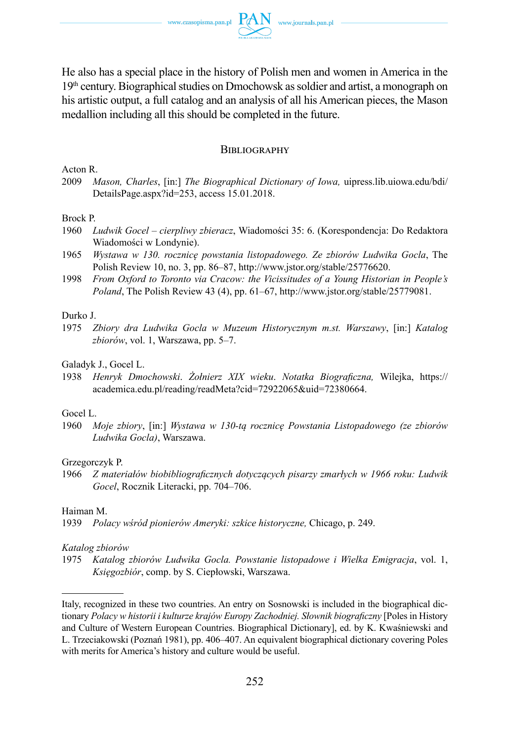He also has a special place in the history of Polish men and women in America in the 19th century. Biographical studies on Dmochowsk as soldier and artist, a monograph on his artistic output, a full catalog and an analysis of all his American pieces, the Mason medallion including all this should be completed in the future.

## Bibliography

Acton R.

2009 *Mason, Charles*, [in:] *The Biographical Dictionary of Iowa,* uipress.lib.uiowa.edu/bdi/DetailsPage.aspx?id=253, access 15.01.2018.

Brock P.

1960 *Ludwik Gocel – cierpliwy zbieracz*, Wiadomości 35: 6. (Korespondencja: Do Redaktora Wiadomości w Londynie).

1965 *Wystawa w 130. rocznicę powstania listopadowego. Ze zbiorów Ludwika Gocla*, The Polish Review 10, no. 3, pp. 86–87, http://www.jstor.org/stable/25776620.

1998 *From Oxford to Toronto via Cracow: the Vicissitudes of a Young Historian in People's Poland*, The Polish Review 43 (4), pp. 61–67, http://www.jstor.org/stable/25779081.

Durko J.

1975 *Zbiory dra Ludwika Gocla w Muzeum Historycznym m.st. Warszawy*, [in:] *Katalog zbiorów*, vol. 1, Warszawa, pp. 5–7.

Galadyk J., Gocel L.

1938 *Henryk Dmochowski. Żołnierz XIX wieku. Notatka Biograficzna,* Wilejka, https://academica.edu.pl/reading/readMeta?cid=72922065&uid=72380664.

Gocel L.

1960 *Moje zbiory*, [in:] *Wystawa w 130-tą rocznicę Powstania Listopadowego (ze zbiorów Ludwika Gocla)*, Warszawa.

Grzegorczyk P.

1966 *Z materiałów biobibliograficznych dotyczących pisarzy zmarłych w 1966 roku: Ludwik Gocel*, Rocznik Literacki, pp. 704–706.

Haiman M.

1939 *Polacy wśród pionierów Ameryki: szkice historyczne,* Chicago, p. 249.

*Katalog zbiorów*

1975 *Katalog zbiorów Ludwika Gocla. Powstanie listopadowe i Wielka Emigracja*, vol. 1, *Księgozbiór*, comp. by S. Ciepłowski, Warszawa.

---

Italy, recognized in these two countries. An entry on Sosnowski is included in the biographical dictionary *Polacy w historii i kulturze krajów Europy Zachodniej. Słownik biograficzny* [Poles in History and Culture of Western European Countries. Biographical Dictionary], ed. by K. Kwaśniewski and L. Trzeciakowski (Poznań 1981), pp. 406–407. An equivalent biographical dictionary covering Poles with merits for America's history and culture would be useful.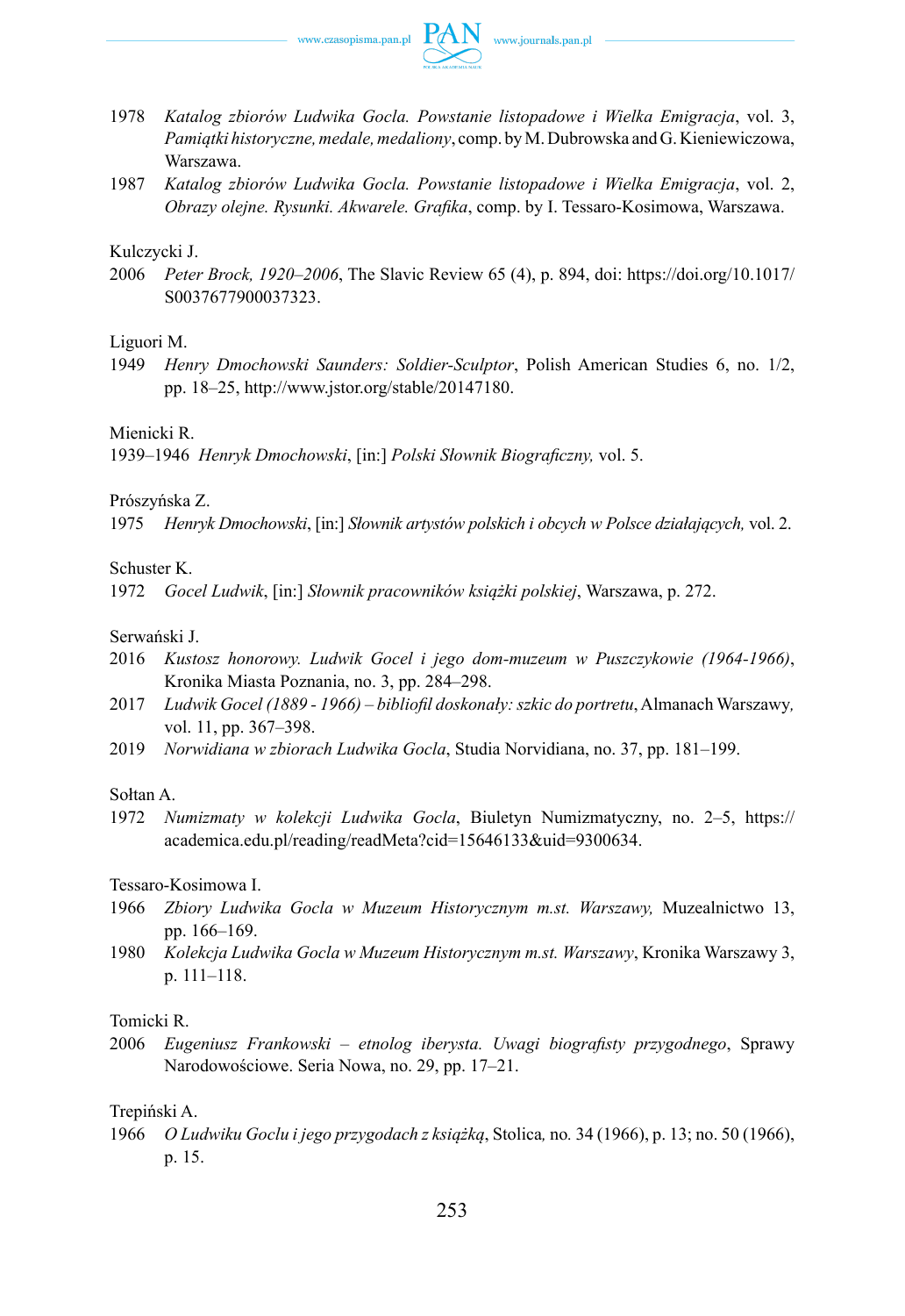1978 *Katalog zbiorów Ludwika Gocla. Powstanie listopadowe i Wielka Emigracja*, vol. 3, *Pamiątki historyczne, medale, medaliony*, comp. by M. Dubrowska and G. Kieniewiczowa, Warszawa.

1987 *Katalog zbiorów Ludwika Gocla. Powstanie listopadowe i Wielka Emigracja*, vol. 2, *Obrazy olejne. Rysunki. Akwarele. Grafika*, comp. by I. Tessaro-Kosimowa, Warszawa.

Kulczycki J.

2006 *Peter Brock, 1920–2006*, The Slavic Review 65 (4), p. 894, doi: https://doi.org/10.1017/S0037677900037323.

Liguori M.

1949 *Henry Dmochowski Saunders: Soldier-Sculptor*, Polish American Studies 6, no. 1/2, pp. 18–25, http://www.jstor.org/stable/20147180.

Mienicki R.

1939–1946 *Henryk Dmochowski*, [in:] *Polski Słownik Biograficzny,* vol. 5.

Prószyńska Z.

1975 *Henryk Dmochowski*, [in:] *Słownik artystów polskich i obcych w Polsce działających,* vol. 2.

Schuster K.

1972 *Gocel Ludwik*, [in:] *Słownik pracowników książki polskiej*, Warszawa, p. 272.

Serwański J.

2016 *Kustosz honorowy. Ludwik Gocel i jego dom-muzeum w Puszczykowie (1964-1966)*, Kronika Miasta Poznania, no. 3, pp. 284–298.

2017 *Ludwik Gocel (1889 - 1966) – bibliofil doskonały: szkic do portretu*, Almanach Warszawy*,* vol. 11, pp. 367–398.

2019 *Norwidiana w zbiorach Ludwika Gocla*, Studia Norvidiana, no. 37, pp. 181–199.

Sołtan A.

1972 *Numizmaty w kolekcji Ludwika Gocla*, Biuletyn Numizmatyczny, no. 2–5, https://academica.edu.pl/reading/readMeta?cid=15646133&uid=9300634.

Tessaro-Kosimowa I.

1966 *Zbiory Ludwika Gocla w Muzeum Historycznym m.st. Warszawy,* Muzealnictwo 13, pp. 166–169.

1980 *Kolekcja Ludwika Gocla w Muzeum Historycznym m.st. Warszawy*, Kronika Warszawy 3, p. 111–118.

Tomicki R.

2006 *Eugeniusz Frankowski – etnolog iberysta. Uwagi biografisty przygodnego*, Sprawy Narodowościowe. Seria Nowa, no. 29, pp. 17–21.

Trepiński A.

1966 *O Ludwiku Goclu i jego przygodach z książką*, Stolica*,* no. 34 (1966), p. 13; no. 50 (1966), p. 15.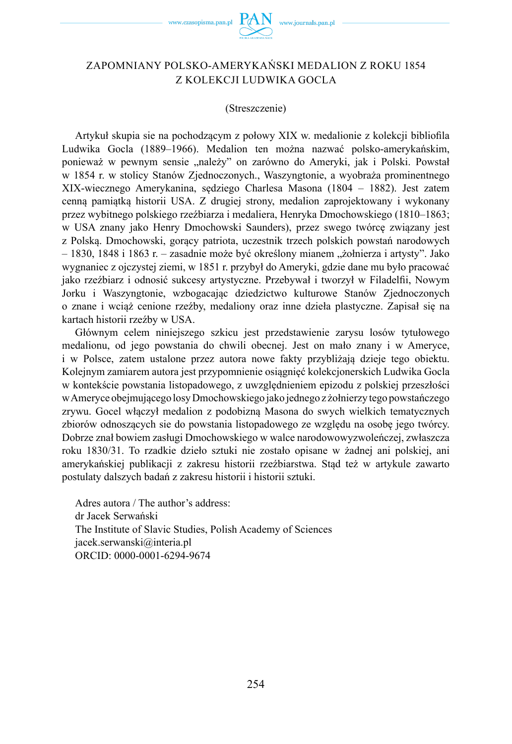# ZAPOMNIANY POLSKO-AMERYKAŃSKI MEDALION Z ROKU 1854 Z KOLEKCJI LUDWIKA GOCLA

(Streszczenie)

Artykuł skupia sie na pochodzącym z połowy XIX w. medalionie z kolekcji bibliofila Ludwika Gocla (1889–1966). Medalion ten można nazwać polsko-amerykańskim, ponieważ w pewnym sensie „należy" on zarówno do Ameryki, jak i Polski. Powstał w 1854 r. w stolicy Stanów Zjednoczonych., Waszyngtonie, a wyobraża prominentnego XIX-wiecznego Amerykanina, sędziego Charlesa Masona (1804 – 1882). Jest zatem cenną pamiątką historii USA. Z drugiej strony, medalion zaprojektowany i wykonany przez wybitnego polskiego rzeźbiarza i medaliera, Henryka Dmochowskiego (1810–1863; w USA znany jako Henry Dmochowski Saunders), przez swego twórcę związany jest z Polską. Dmochowski, gorący patriota, uczestnik trzech polskich powstań narodowych – 1830, 1848 i 1863 r. – zasadnie może być określony mianem „żołnierza i artysty". Jako wygnaniec z ojczystej ziemi, w 1851 r. przybył do Ameryki, gdzie dane mu było pracować jako rzeźbiarz i odnosić sukcesy artystyczne. Przebywał i tworzył w Filadelfii, Nowym Jorku i Waszyngtonie, wzbogacając dziedzictwo kulturowe Stanów Zjednoczonych o znane i wciąż cenione rzeźby, medaliony oraz inne dzieła plastyczne. Zapisał się na kartach historii rzeźby w USA.

Głównym celem niniejszego szkicu jest przedstawienie zarysu losów tytułowego medalionu, od jego powstania do chwili obecnej. Jest on mało znany i w Ameryce, i w Polsce, zatem ustalone przez autora nowe fakty przybliżają dzieje tego obiektu. Kolejnym zamiarem autora jest przypomnienie osiągnięć kolekcjonerskich Ludwika Gocla w kontekście powstania listopadowego, z uwzględnieniem epizodu z polskiej przeszłości w Ameryce obejmującego losy Dmochowskiego jako jednego z żołnierzy tego powstańczego zrywu. Gocel włączył medalion z podobizną Masona do swych wielkich tematycznych zbiorów odnoszących sie do powstania listopadowego ze względu na osobę jego twórcy. Dobrze znał bowiem zasługi Dmochowskiego w walce narodowowyzwoleńczej, zwłaszcza roku 1830/31. To rzadkie dzieło sztuki nie zostało opisane w żadnej ani polskiej, ani amerykańskiej publikacji z zakresu historii rzeźbiarstwa. Stąd też w artykule zawarto postulaty dalszych badań z zakresu historii i historii sztuki.

Adres autora / The author's address:
dr Jacek Serwański
The Institute of Slavic Studies, Polish Academy of Sciences
jacek.serwanski@interia.pl
ORCID: 0000-0001-6294-9674